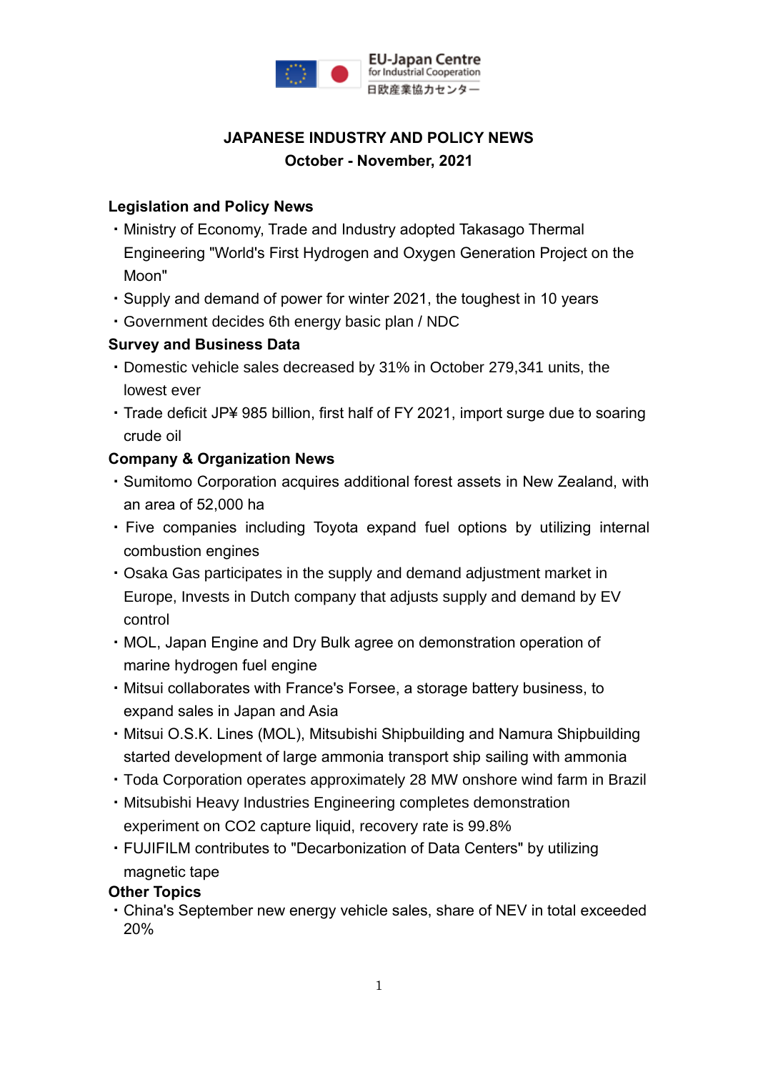EU-Japan Centre for Industrial Cooperation
日欧産業協力センター

# JAPANESE INDUSTRY AND POLICY NEWS
## October - November, 2021

**Legislation and Policy News**

・Ministry of Economy, Trade and Industry adopted Takasago Thermal Engineering "World's First Hydrogen and Oxygen Generation Project on the Moon"
・Supply and demand of power for winter 2021, the toughest in 10 years
・Government decides 6th energy basic plan / NDC

**Survey and Business Data**

・Domestic vehicle sales decreased by 31% in October 279,341 units, the lowest ever
・Trade deficit JP¥ 985 billion, first half of FY 2021, import surge due to soaring crude oil

**Company & Organization News**

・Sumitomo Corporation acquires additional forest assets in New Zealand, with an area of 52,000 ha
・Five companies including Toyota expand fuel options by utilizing internal combustion engines
・Osaka Gas participates in the supply and demand adjustment market in Europe, Invests in Dutch company that adjusts supply and demand by EV control
・MOL, Japan Engine and Dry Bulk agree on demonstration operation of marine hydrogen fuel engine
・Mitsui collaborates with France's Forsee, a storage battery business, to expand sales in Japan and Asia
・Mitsui O.S.K. Lines (MOL), Mitsubishi Shipbuilding and Namura Shipbuilding started development of large ammonia transport ship sailing with ammonia
・Toda Corporation operates approximately 28 MW onshore wind farm in Brazil
・Mitsubishi Heavy Industries Engineering completes demonstration experiment on CO2 capture liquid, recovery rate is 99.8%
・FUJIFILM contributes to "Decarbonization of Data Centers" by utilizing magnetic tape

**Other Topics**

・China's September new energy vehicle sales, share of NEV in total exceeded 20%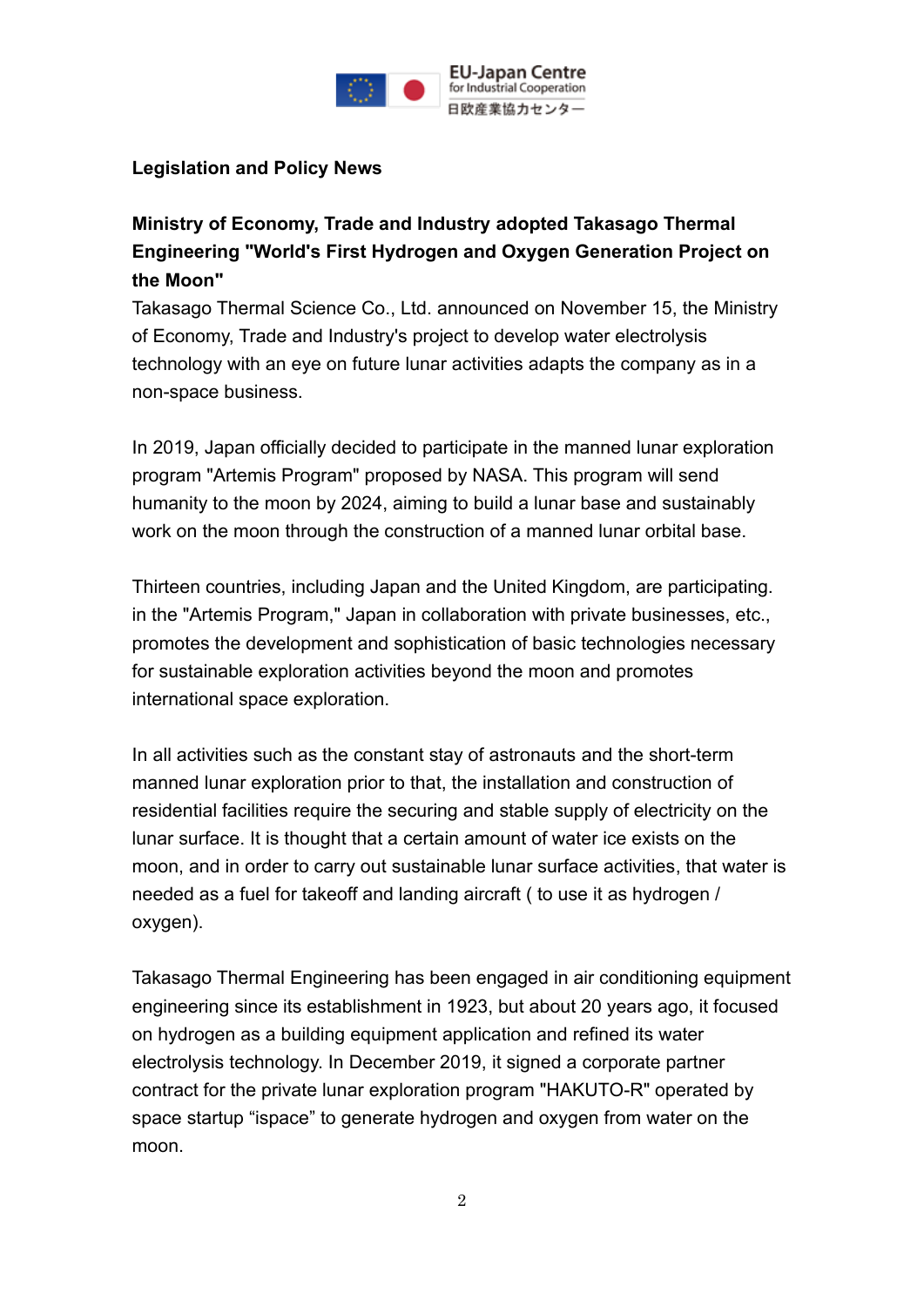**Legislation and Policy News**

**Ministry of Economy, Trade and Industry adopted Takasago Thermal Engineering "World's First Hydrogen and Oxygen Generation Project on the Moon"**

Takasago Thermal Science Co., Ltd. announced on November 15, the Ministry of Economy, Trade and Industry's project to develop water electrolysis technology with an eye on future lunar activities adapts the company as in a non-space business.

In 2019, Japan officially decided to participate in the manned lunar exploration program "Artemis Program" proposed by NASA. This program will send humanity to the moon by 2024, aiming to build a lunar base and sustainably work on the moon through the construction of a manned lunar orbital base.

Thirteen countries, including Japan and the United Kingdom, are participating. in the "Artemis Program," Japan in collaboration with private businesses, etc., promotes the development and sophistication of basic technologies necessary for sustainable exploration activities beyond the moon and promotes international space exploration.

In all activities such as the constant stay of astronauts and the short-term manned lunar exploration prior to that, the installation and construction of residential facilities require the securing and stable supply of electricity on the lunar surface. It is thought that a certain amount of water ice exists on the moon, and in order to carry out sustainable lunar surface activities, that water is needed as a fuel for takeoff and landing aircraft ( to use it as hydrogen / oxygen).

Takasago Thermal Engineering has been engaged in air conditioning equipment engineering since its establishment in 1923, but about 20 years ago, it focused on hydrogen as a building equipment application and refined its water electrolysis technology. In December 2019, it signed a corporate partner contract for the private lunar exploration program "HAKUTO-R" operated by space startup “ispace” to generate hydrogen and oxygen from water on the moon.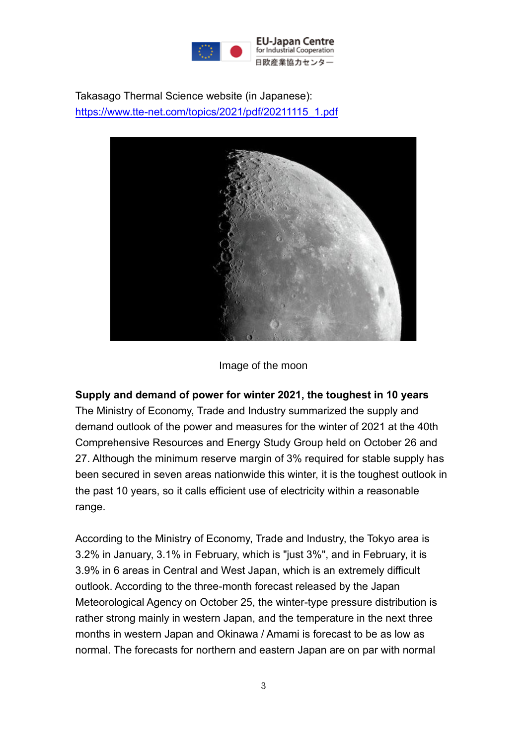Takasago Thermal Science website (in Japanese):
https://www.tte-net.com/topics/2021/pdf/20211115_1.pdf

Image of the moon

**Supply and demand of power for winter 2021, the toughest in 10 years**
The Ministry of Economy, Trade and Industry summarized the supply and demand outlook of the power and measures for the winter of 2021 at the 40th Comprehensive Resources and Energy Study Group held on October 26 and 27. Although the minimum reserve margin of 3% required for stable supply has been secured in seven areas nationwide this winter, it is the toughest outlook in the past 10 years, so it calls efficient use of electricity within a reasonable range.

According to the Ministry of Economy, Trade and Industry, the Tokyo area is 3.2% in January, 3.1% in February, which is "just 3%", and in February, it is 3.9% in 6 areas in Central and West Japan, which is an extremely difficult outlook. According to the three-month forecast released by the Japan Meteorological Agency on October 25, the winter-type pressure distribution is rather strong mainly in western Japan, and the temperature in the next three months in western Japan and Okinawa / Amami is forecast to be as low as normal. The forecasts for northern and eastern Japan are on par with normal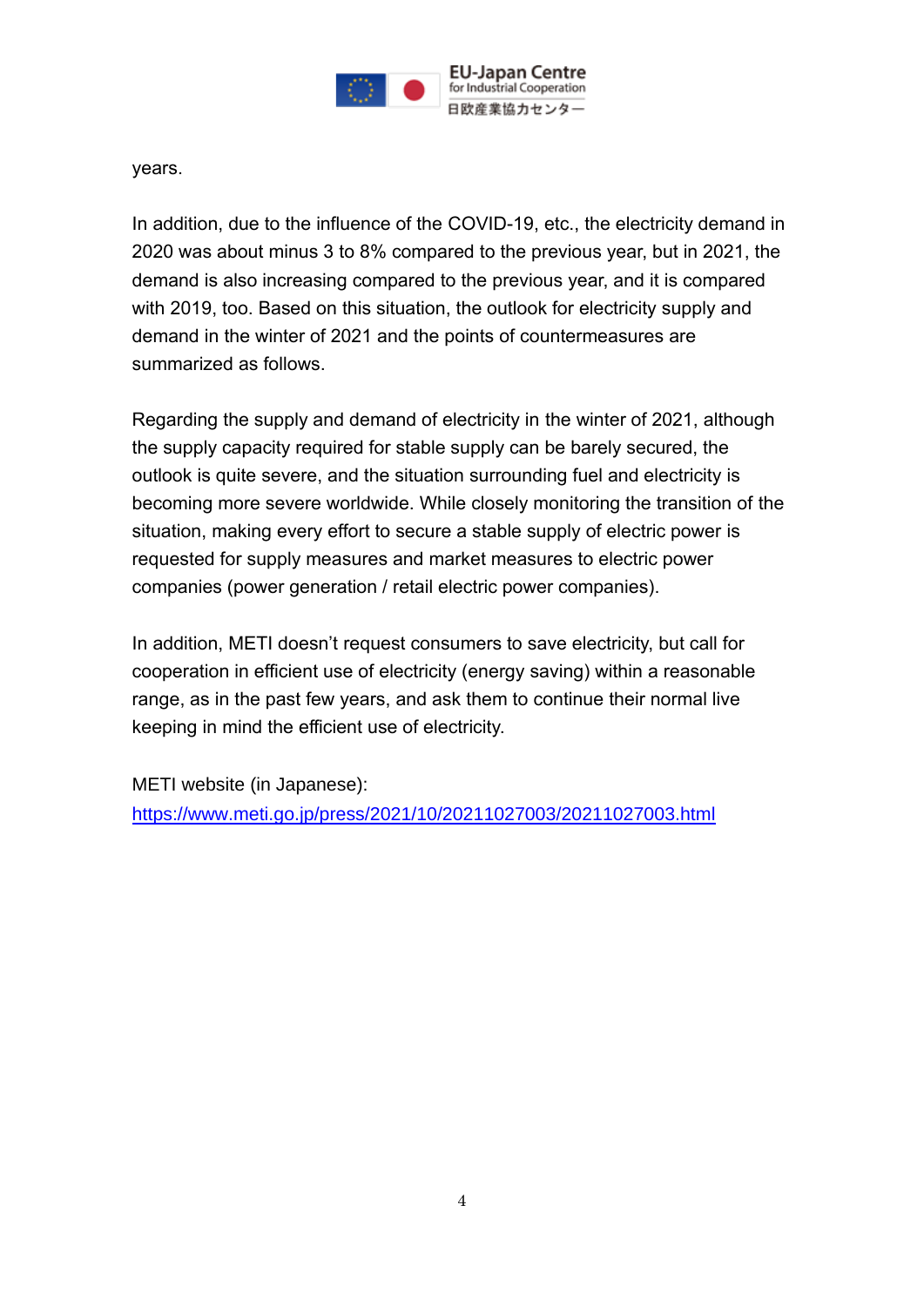years.

In addition, due to the influence of the COVID-19, etc., the electricity demand in 2020 was about minus 3 to 8% compared to the previous year, but in 2021, the demand is also increasing compared to the previous year, and it is compared with 2019, too. Based on this situation, the outlook for electricity supply and demand in the winter of 2021 and the points of countermeasures are summarized as follows.

Regarding the supply and demand of electricity in the winter of 2021, although the supply capacity required for stable supply can be barely secured, the outlook is quite severe, and the situation surrounding fuel and electricity is becoming more severe worldwide. While closely monitoring the transition of the situation, making every effort to secure a stable supply of electric power is requested for supply measures and market measures to electric power companies (power generation / retail electric power companies).

In addition, METI doesn't request consumers to save electricity, but call for cooperation in efficient use of electricity (energy saving) within a reasonable range, as in the past few years, and ask them to continue their normal live keeping in mind the efficient use of electricity.

METI website (in Japanese):
https://www.meti.go.jp/press/2021/10/20211027003/20211027003.html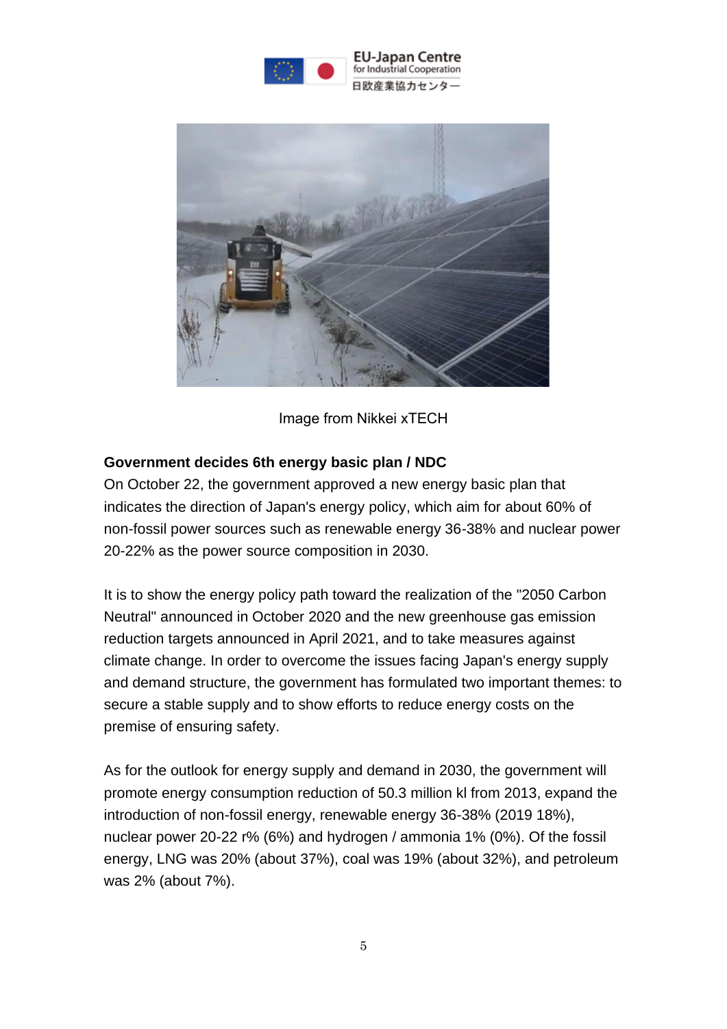Image from Nikkei xTECH

**Government decides 6th energy basic plan / NDC**

On October 22, the government approved a new energy basic plan that indicates the direction of Japan's energy policy, which aim for about 60% of non-fossil power sources such as renewable energy 36-38% and nuclear power 20-22% as the power source composition in 2030.

It is to show the energy policy path toward the realization of the "2050 Carbon Neutral" announced in October 2020 and the new greenhouse gas emission reduction targets announced in April 2021, and to take measures against climate change. In order to overcome the issues facing Japan's energy supply and demand structure, the government has formulated two important themes: to secure a stable supply and to show efforts to reduce energy costs on the premise of ensuring safety.

As for the outlook for energy supply and demand in 2030, the government will promote energy consumption reduction of 50.3 million kl from 2013, expand the introduction of non-fossil energy, renewable energy 36-38% (2019 18%), nuclear power 20-22 r% (6%) and hydrogen / ammonia 1% (0%). Of the fossil energy, LNG was 20% (about 37%), coal was 19% (about 32%), and petroleum was 2% (about 7%).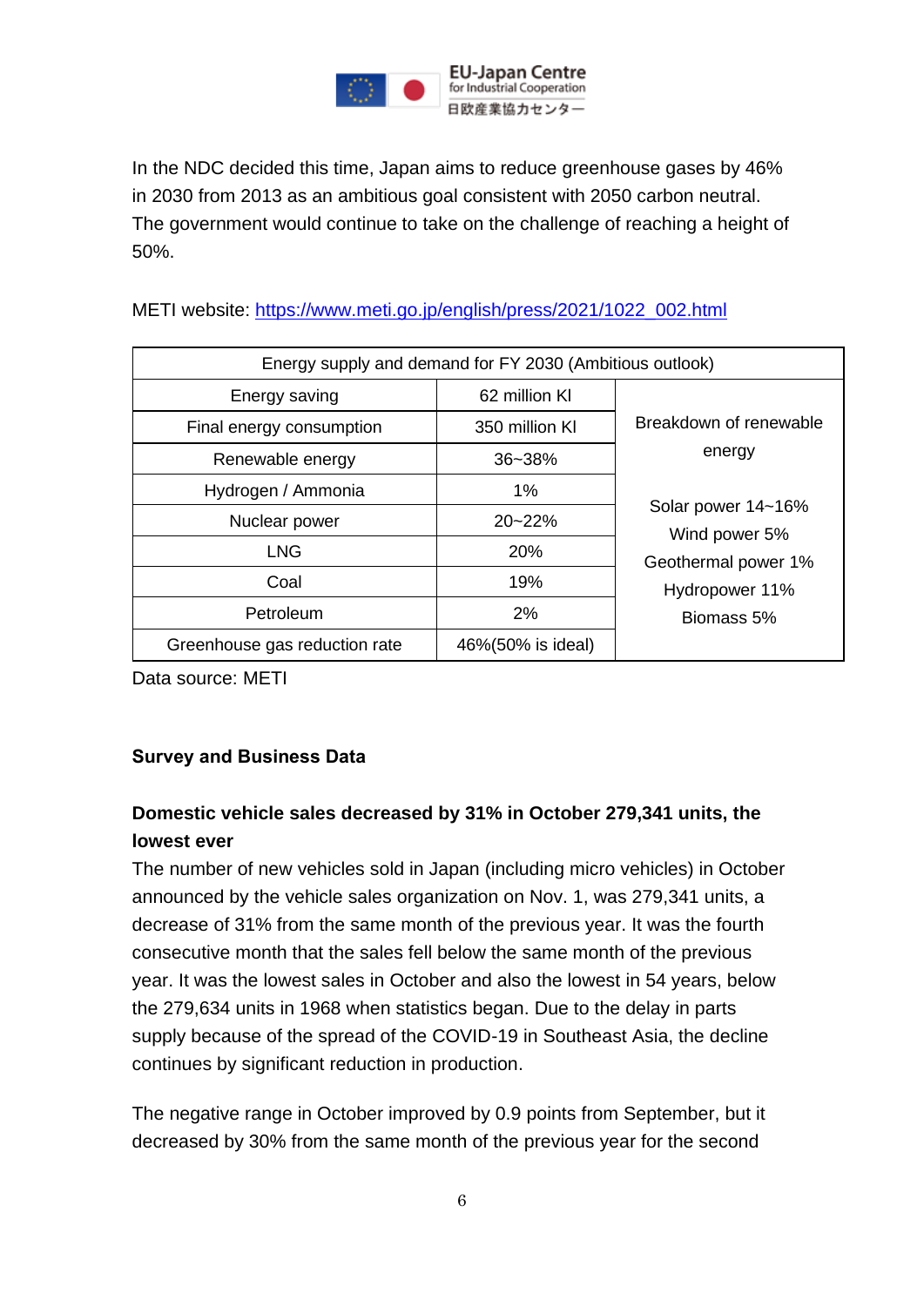In the NDC decided this time, Japan aims to reduce greenhouse gases by 46% in 2030 from 2013 as an ambitious goal consistent with 2050 carbon neutral. The government would continue to take on the challenge of reaching a height of 50%.

METI website: https://www.meti.go.jp/english/press/2021/1022_002.html

| Energy supply and demand for FY 2030 (Ambitious outlook) | | |
|---|---|---|
| Energy saving | 62 million Kl | Breakdown of renewable energy<br><br>Solar power 14~16%<br>Wind power 5%<br>Geothermal power 1%<br>Hydropower 11%<br>Biomass 5% |
| Final energy consumption | 350 million Kl | |
| Renewable energy | 36~38% | |
| Hydrogen / Ammonia | 1% | |
| Nuclear power | 20~22% | |
| LNG | 20% | |
| Coal | 19% | |
| Petroleum | 2% | |
| Greenhouse gas reduction rate | 46%(50% is ideal) | |

Data source: METI

**Survey and Business Data**

**Domestic vehicle sales decreased by 31% in October 279,341 units, the lowest ever**

The number of new vehicles sold in Japan (including micro vehicles) in October announced by the vehicle sales organization on Nov. 1, was 279,341 units, a decrease of 31% from the same month of the previous year. It was the fourth consecutive month that the sales fell below the same month of the previous year. It was the lowest sales in October and also the lowest in 54 years, below the 279,634 units in 1968 when statistics began. Due to the delay in parts supply because of the spread of the COVID-19 in Southeast Asia, the decline continues by significant reduction in production.

The negative range in October improved by 0.9 points from September, but it decreased by 30% from the same month of the previous year for the second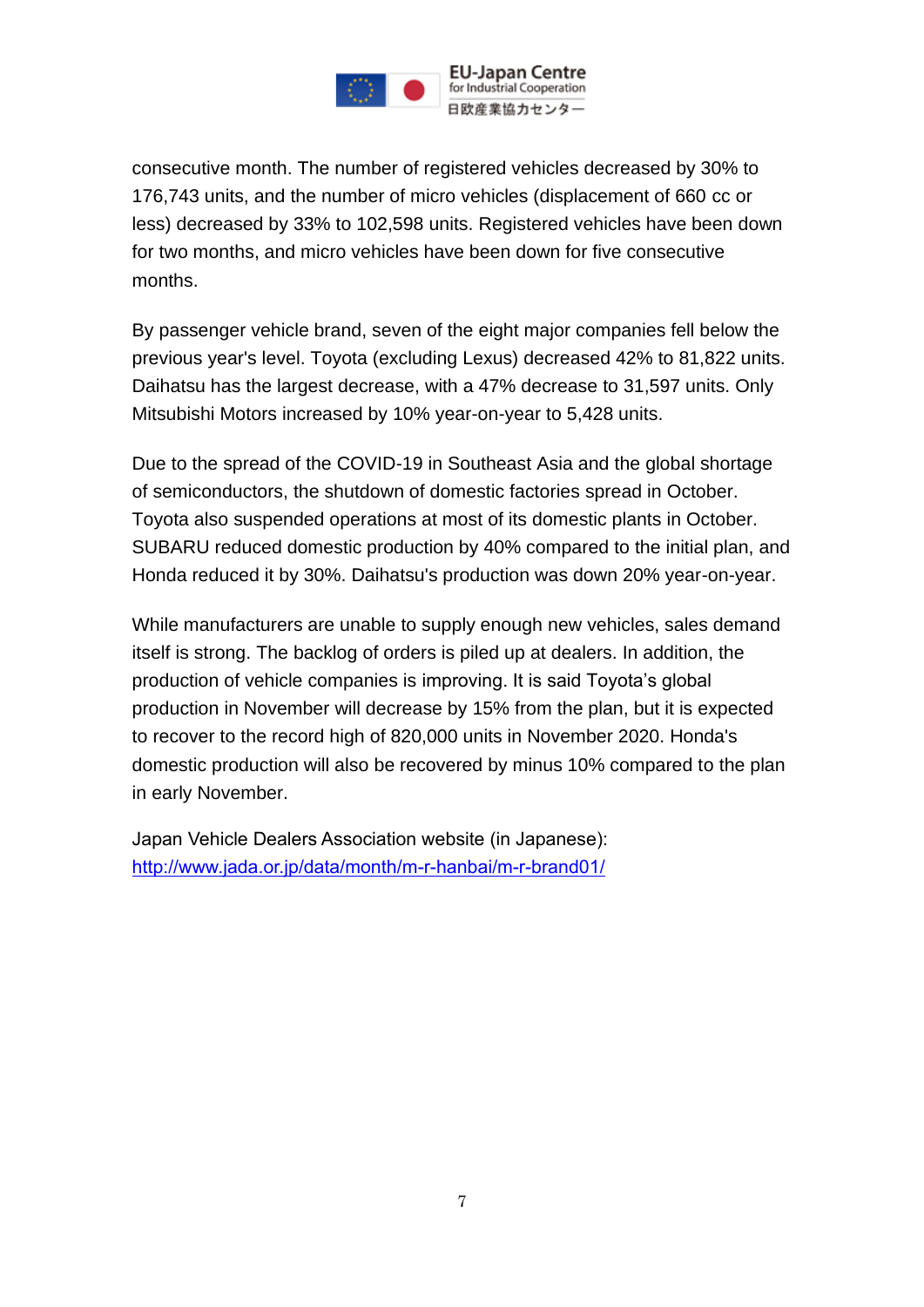consecutive month. The number of registered vehicles decreased by 30% to 176,743 units, and the number of micro vehicles (displacement of 660 cc or less) decreased by 33% to 102,598 units. Registered vehicles have been down for two months, and micro vehicles have been down for five consecutive months.

By passenger vehicle brand, seven of the eight major companies fell below the previous year's level. Toyota (excluding Lexus) decreased 42% to 81,822 units. Daihatsu has the largest decrease, with a 47% decrease to 31,597 units. Only Mitsubishi Motors increased by 10% year-on-year to 5,428 units.

Due to the spread of the COVID-19 in Southeast Asia and the global shortage of semiconductors, the shutdown of domestic factories spread in October. Toyota also suspended operations at most of its domestic plants in October. SUBARU reduced domestic production by 40% compared to the initial plan, and Honda reduced it by 30%. Daihatsu's production was down 20% year-on-year.

While manufacturers are unable to supply enough new vehicles, sales demand itself is strong. The backlog of orders is piled up at dealers. In addition, the production of vehicle companies is improving. It is said Toyota's global production in November will decrease by 15% from the plan, but it is expected to recover to the record high of 820,000 units in November 2020. Honda's domestic production will also be recovered by minus 10% compared to the plan in early November.

Japan Vehicle Dealers Association website (in Japanese):
http://www.jada.or.jp/data/month/m-r-hanbai/m-r-brand01/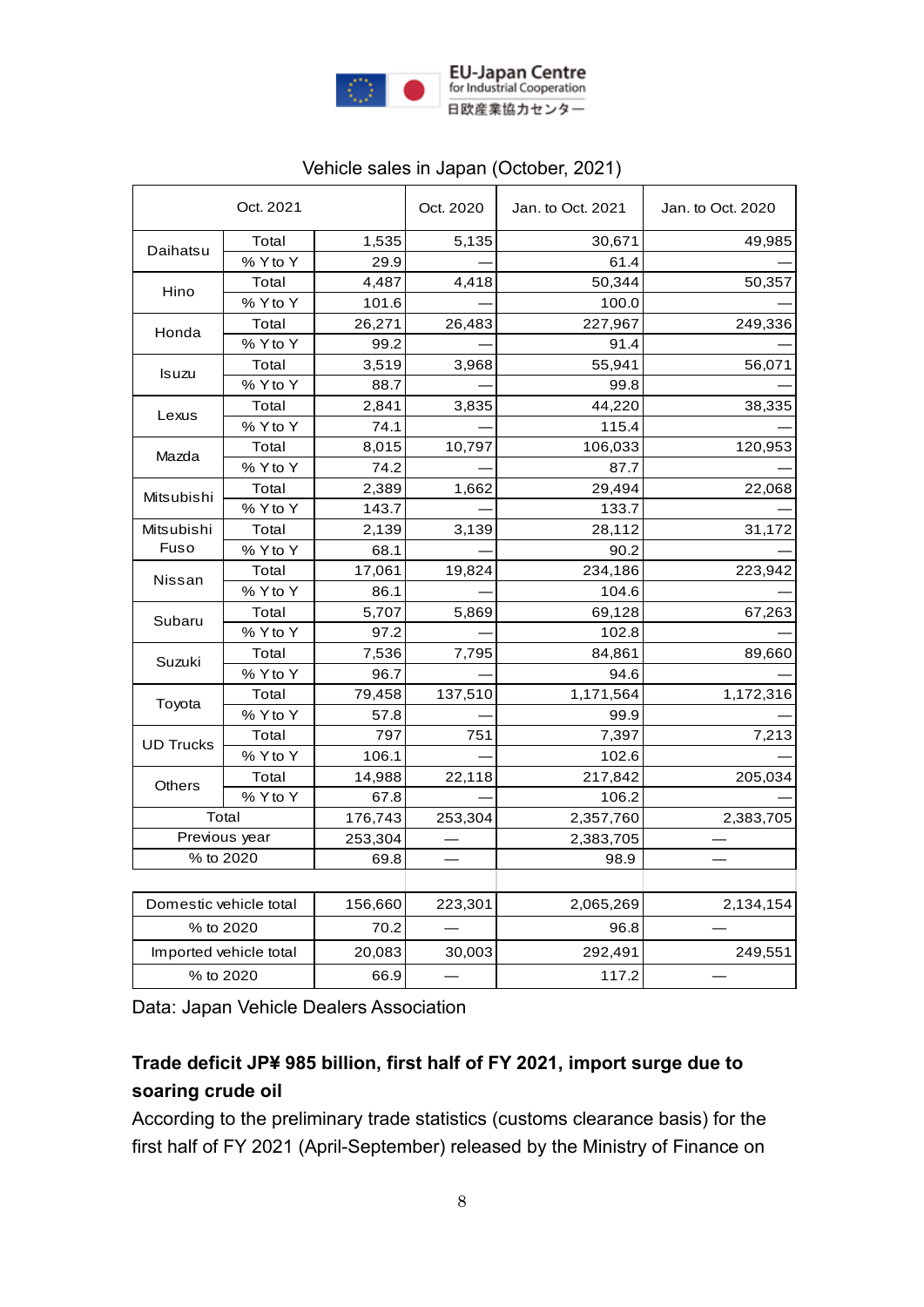Vehicle sales in Japan (October, 2021)

| Oct. 2021 | | | Oct. 2020 | Jan. to Oct. 2021 | Jan. to Oct. 2020 |
|---|---|---|---|---|---|
| Daihatsu | Total | 1,535 | 5,135 | 30,671 | 49,985 |
| | % Y to Y | 29.9 | — | 61.4 | — |
| Hino | Total | 4,487 | 4,418 | 50,344 | 50,357 |
| | % Y to Y | 101.6 | — | 100.0 | — |
| Honda | Total | 26,271 | 26,483 | 227,967 | 249,336 |
| | % Y to Y | 99.2 | — | 91.4 | — |
| Isuzu | Total | 3,519 | 3,968 | 55,941 | 56,071 |
| | % Y to Y | 88.7 | — | 99.8 | — |
| Lexus | Total | 2,841 | 3,835 | 44,220 | 38,335 |
| | % Y to Y | 74.1 | — | 115.4 | — |
| Mazda | Total | 8,015 | 10,797 | 106,033 | 120,953 |
| | % Y to Y | 74.2 | — | 87.7 | — |
| Mitsubishi | Total | 2,389 | 1,662 | 29,494 | 22,068 |
| | % Y to Y | 143.7 | — | 133.7 | — |
| Mitsubishi Fuso | Total | 2,139 | 3,139 | 28,112 | 31,172 |
| | % Y to Y | 68.1 | — | 90.2 | — |
| Nissan | Total | 17,061 | 19,824 | 234,186 | 223,942 |
| | % Y to Y | 86.1 | — | 104.6 | — |
| Subaru | Total | 5,707 | 5,869 | 69,128 | 67,263 |
| | % Y to Y | 97.2 | — | 102.8 | — |
| Suzuki | Total | 7,536 | 7,795 | 84,861 | 89,660 |
| | % Y to Y | 96.7 | — | 94.6 | — |
| Toyota | Total | 79,458 | 137,510 | 1,171,564 | 1,172,316 |
| | % Y to Y | 57.8 | — | 99.9 | — |
| UD Trucks | Total | 797 | 751 | 7,397 | 7,213 |
| | % Y to Y | 106.1 | — | 102.6 | — |
| Others | Total | 14,988 | 22,118 | 217,842 | 205,034 |
| | % Y to Y | 67.8 | — | 106.2 | — |
| Total | | 176,743 | 253,304 | 2,357,760 | 2,383,705 |
| Previous year | | 253,304 | — | 2,383,705 | — |
| % to 2020 | | 69.8 | — | 98.9 | — |
| Domestic vehicle total | | 156,660 | 223,301 | 2,065,269 | 2,134,154 |
| % to 2020 | | 70.2 | — | 96.8 | — |
| Imported vehicle total | | 20,083 | 30,003 | 292,491 | 249,551 |
| % to 2020 | | 66.9 | — | 117.2 | — |

Data: Japan Vehicle Dealers Association

**Trade deficit JP¥ 985 billion, first half of FY 2021, import surge due to soaring crude oil**

According to the preliminary trade statistics (customs clearance basis) for the first half of FY 2021 (April-September) released by the Ministry of Finance on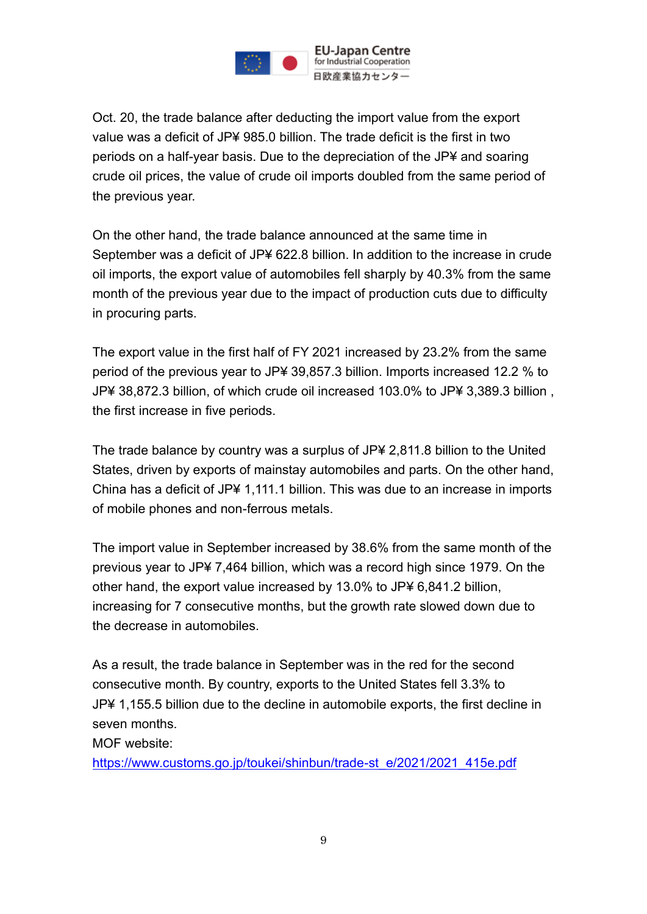Oct. 20, the trade balance after deducting the import value from the export value was a deficit of JP¥ 985.0 billion. The trade deficit is the first in two periods on a half-year basis. Due to the depreciation of the JP¥ and soaring crude oil prices, the value of crude oil imports doubled from the same period of the previous year.

On the other hand, the trade balance announced at the same time in September was a deficit of JP¥ 622.8 billion. In addition to the increase in crude oil imports, the export value of automobiles fell sharply by 40.3% from the same month of the previous year due to the impact of production cuts due to difficulty in procuring parts.

The export value in the first half of FY 2021 increased by 23.2% from the same period of the previous year to JP¥ 39,857.3 billion. Imports increased 12.2 % to JP¥ 38,872.3 billion, of which crude oil increased 103.0% to JP¥ 3,389.3 billion , the first increase in five periods.

The trade balance by country was a surplus of JP¥ 2,811.8 billion to the United States, driven by exports of mainstay automobiles and parts. On the other hand, China has a deficit of JP¥ 1,111.1 billion. This was due to an increase in imports of mobile phones and non-ferrous metals.

The import value in September increased by 38.6% from the same month of the previous year to JP¥ 7,464 billion, which was a record high since 1979. On the other hand, the export value increased by 13.0% to JP¥ 6,841.2 billion, increasing for 7 consecutive months, but the growth rate slowed down due to the decrease in automobiles.

As a result, the trade balance in September was in the red for the second consecutive month. By country, exports to the United States fell 3.3% to JP¥ 1,155.5 billion due to the decline in automobile exports, the first decline in seven months.
MOF website:
https://www.customs.go.jp/toukei/shinbun/trade-st_e/2021/2021_415e.pdf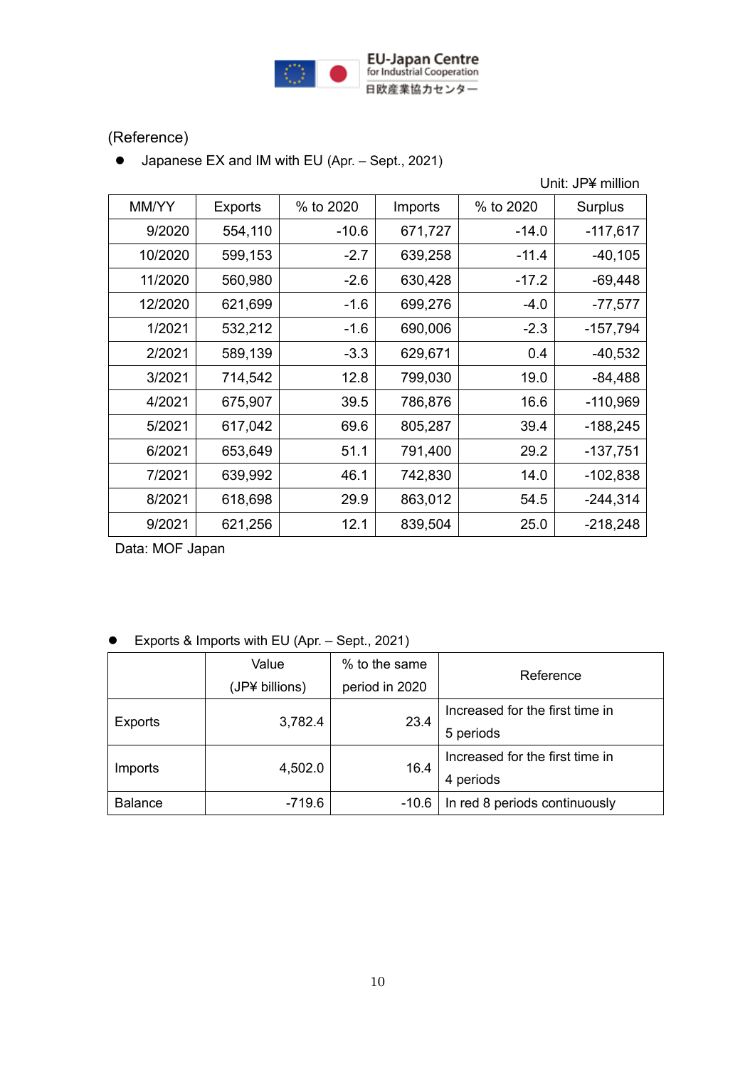(Reference)

- Japanese EX and IM with EU (Apr. – Sept., 2021)

Unit: JP¥ million

| MM/YY | Exports | % to 2020 | Imports | % to 2020 | Surplus |
|---|---|---|---|---|---|
| 9/2020 | 554,110 | -10.6 | 671,727 | -14.0 | -117,617 |
| 10/2020 | 599,153 | -2.7 | 639,258 | -11.4 | -40,105 |
| 11/2020 | 560,980 | -2.6 | 630,428 | -17.2 | -69,448 |
| 12/2020 | 621,699 | -1.6 | 699,276 | -4.0 | -77,577 |
| 1/2021 | 532,212 | -1.6 | 690,006 | -2.3 | -157,794 |
| 2/2021 | 589,139 | -3.3 | 629,671 | 0.4 | -40,532 |
| 3/2021 | 714,542 | 12.8 | 799,030 | 19.0 | -84,488 |
| 4/2021 | 675,907 | 39.5 | 786,876 | 16.6 | -110,969 |
| 5/2021 | 617,042 | 69.6 | 805,287 | 39.4 | -188,245 |
| 6/2021 | 653,649 | 51.1 | 791,400 | 29.2 | -137,751 |
| 7/2021 | 639,992 | 46.1 | 742,830 | 14.0 | -102,838 |
| 8/2021 | 618,698 | 29.9 | 863,012 | 54.5 | -244,314 |
| 9/2021 | 621,256 | 12.1 | 839,504 | 25.0 | -218,248 |

Data: MOF Japan

- Exports & Imports with EU (Apr. – Sept., 2021)

| | Value (JP¥ billions) | % to the same period in 2020 | Reference |
|---|---|---|---|
| Exports | 3,782.4 | 23.4 | Increased for the first time in 5 periods |
| Imports | 4,502.0 | 16.4 | Increased for the first time in 4 periods |
| Balance | -719.6 | -10.6 | In red 8 periods continuously |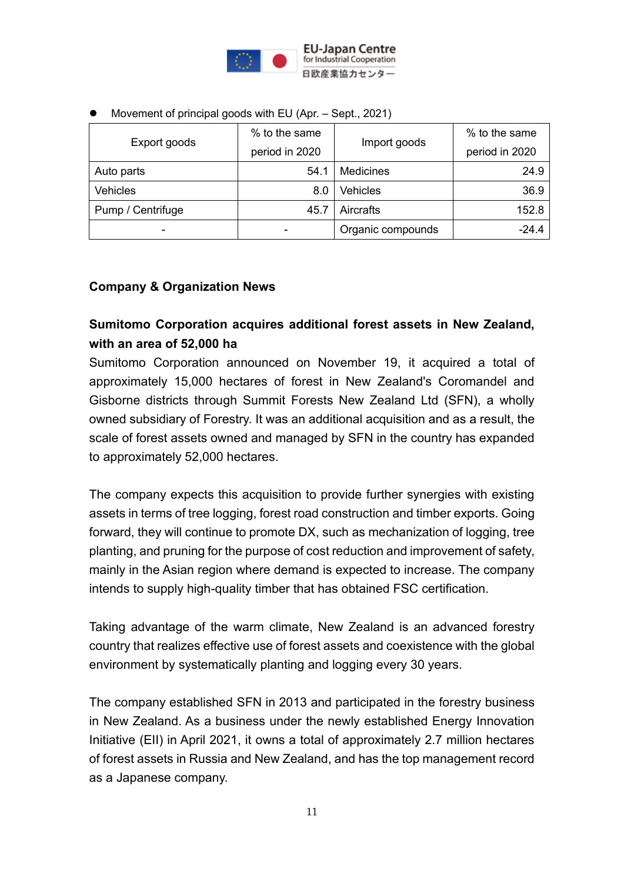- Movement of principal goods with EU (Apr. – Sept., 2021)

| Export goods | % to the same period in 2020 | Import goods | % to the same period in 2020 |
|---|---|---|---|
| Auto parts | 54.1 | Medicines | 24.9 |
| Vehicles | 8.0 | Vehicles | 36.9 |
| Pump / Centrifuge | 45.7 | Aircrafts | 152.8 |
| - | - | Organic compounds | -24.4 |

## Company & Organization News

### Sumitomo Corporation acquires additional forest assets in New Zealand, with an area of 52,000 ha

Sumitomo Corporation announced on November 19, it acquired a total of approximately 15,000 hectares of forest in New Zealand's Coromandel and Gisborne districts through Summit Forests New Zealand Ltd (SFN), a wholly owned subsidiary of Forestry. It was an additional acquisition and as a result, the scale of forest assets owned and managed by SFN in the country has expanded to approximately 52,000 hectares.

The company expects this acquisition to provide further synergies with existing assets in terms of tree logging, forest road construction and timber exports. Going forward, they will continue to promote DX, such as mechanization of logging, tree planting, and pruning for the purpose of cost reduction and improvement of safety, mainly in the Asian region where demand is expected to increase. The company intends to supply high-quality timber that has obtained FSC certification.

Taking advantage of the warm climate, New Zealand is an advanced forestry country that realizes effective use of forest assets and coexistence with the global environment by systematically planting and logging every 30 years.

The company established SFN in 2013 and participated in the forestry business in New Zealand. As a business under the newly established Energy Innovation Initiative (EII) in April 2021, it owns a total of approximately 2.7 million hectares of forest assets in Russia and New Zealand, and has the top management record as a Japanese company.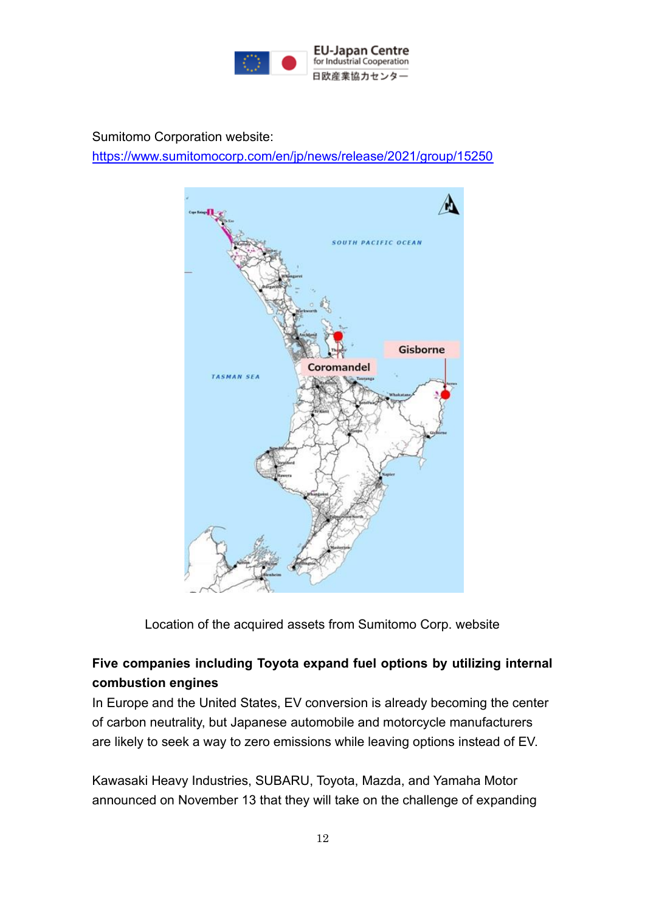Sumitomo Corporation website:
https://www.sumitomocorp.com/en/jp/news/release/2021/group/15250

Location of the acquired assets from Sumitomo Corp. website

**Five companies including Toyota expand fuel options by utilizing internal combustion engines**

In Europe and the United States, EV conversion is already becoming the center of carbon neutrality, but Japanese automobile and motorcycle manufacturers are likely to seek a way to zero emissions while leaving options instead of EV.

Kawasaki Heavy Industries, SUBARU, Toyota, Mazda, and Yamaha Motor announced on November 13 that they will take on the challenge of expanding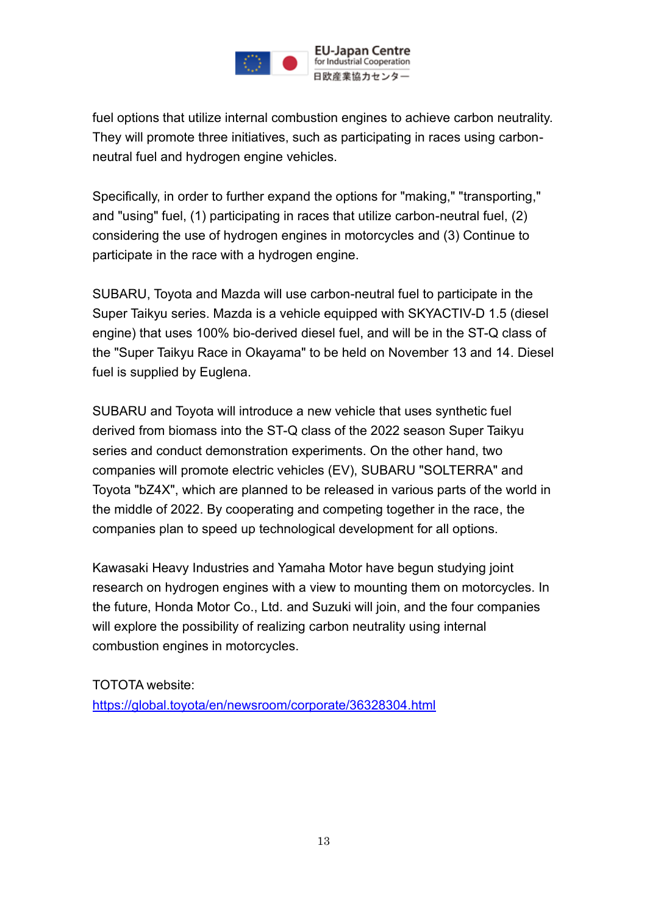fuel options that utilize internal combustion engines to achieve carbon neutrality. They will promote three initiatives, such as participating in races using carbon-neutral fuel and hydrogen engine vehicles.

Specifically, in order to further expand the options for "making," "transporting," and "using" fuel, (1) participating in races that utilize carbon-neutral fuel, (2) considering the use of hydrogen engines in motorcycles and (3) Continue to participate in the race with a hydrogen engine.

SUBARU, Toyota and Mazda will use carbon-neutral fuel to participate in the Super Taikyu series. Mazda is a vehicle equipped with SKYACTIV-D 1.5 (diesel engine) that uses 100% bio-derived diesel fuel, and will be in the ST-Q class of the "Super Taikyu Race in Okayama" to be held on November 13 and 14. Diesel fuel is supplied by Euglena.

SUBARU and Toyota will introduce a new vehicle that uses synthetic fuel derived from biomass into the ST-Q class of the 2022 season Super Taikyu series and conduct demonstration experiments. On the other hand, two companies will promote electric vehicles (EV), SUBARU "SOLTERRA" and Toyota "bZ4X", which are planned to be released in various parts of the world in the middle of 2022. By cooperating and competing together in the race, the companies plan to speed up technological development for all options.

Kawasaki Heavy Industries and Yamaha Motor have begun studying joint research on hydrogen engines with a view to mounting them on motorcycles. In the future, Honda Motor Co., Ltd. and Suzuki will join, and the four companies will explore the possibility of realizing carbon neutrality using internal combustion engines in motorcycles.

TOTOTA website:
https://global.toyota/en/newsroom/corporate/36328304.html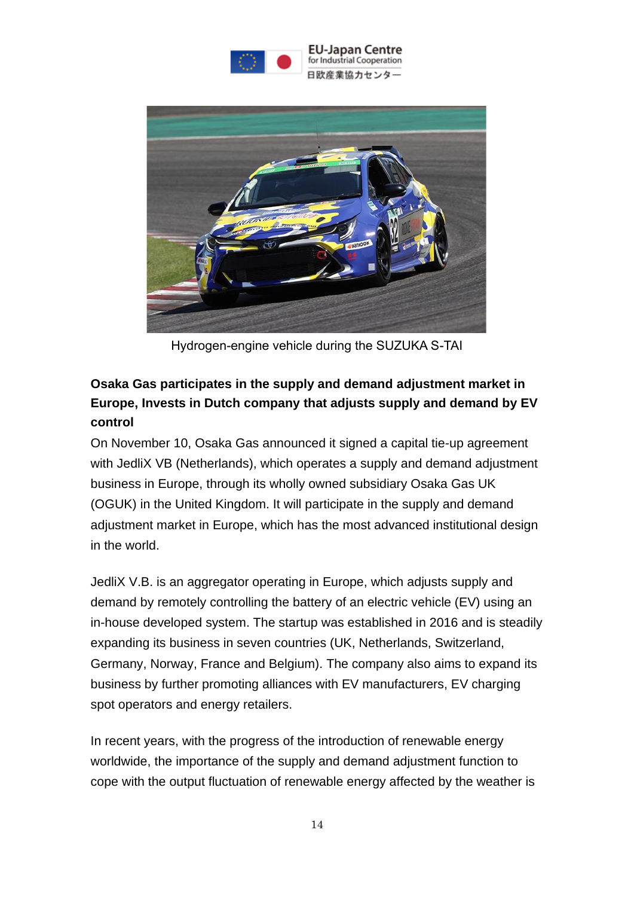Hydrogen-engine vehicle during the SUZUKA S-TAI

**Osaka Gas participates in the supply and demand adjustment market in Europe, Invests in Dutch company that adjusts supply and demand by EV control**

On November 10, Osaka Gas announced it signed a capital tie-up agreement with JedliX VB (Netherlands), which operates a supply and demand adjustment business in Europe, through its wholly owned subsidiary Osaka Gas UK (OGUK) in the United Kingdom. It will participate in the supply and demand adjustment market in Europe, which has the most advanced institutional design in the world.

JedliX V.B. is an aggregator operating in Europe, which adjusts supply and demand by remotely controlling the battery of an electric vehicle (EV) using an in-house developed system. The startup was established in 2016 and is steadily expanding its business in seven countries (UK, Netherlands, Switzerland, Germany, Norway, France and Belgium). The company also aims to expand its business by further promoting alliances with EV manufacturers, EV charging spot operators and energy retailers.

In recent years, with the progress of the introduction of renewable energy worldwide, the importance of the supply and demand adjustment function to cope with the output fluctuation of renewable energy affected by the weather is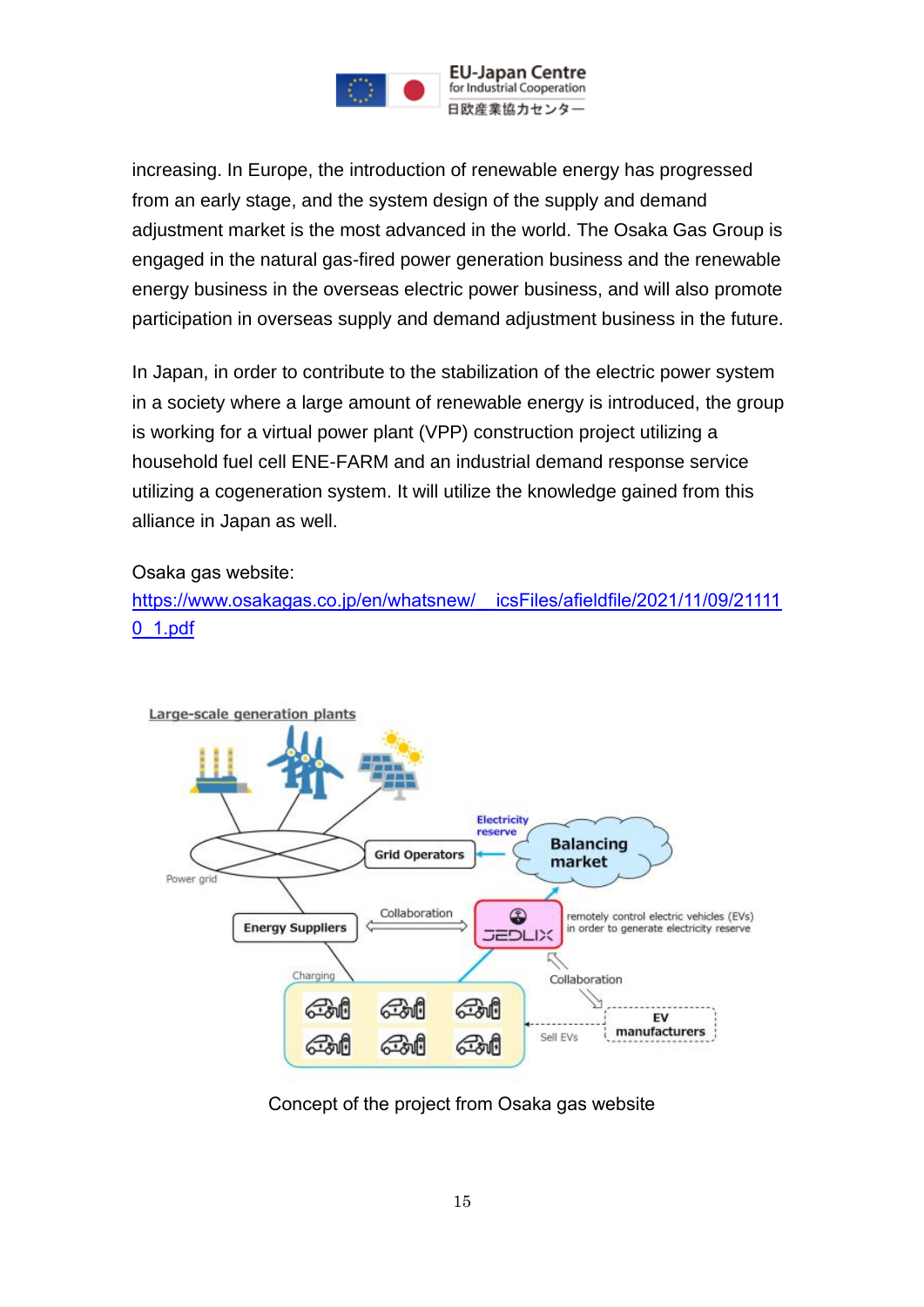increasing. In Europe, the introduction of renewable energy has progressed from an early stage, and the system design of the supply and demand adjustment market is the most advanced in the world. The Osaka Gas Group is engaged in the natural gas-fired power generation business and the renewable energy business in the overseas electric power business, and will also promote participation in overseas supply and demand adjustment business in the future.

In Japan, in order to contribute to the stabilization of the electric power system in a society where a large amount of renewable energy is introduced, the group is working for a virtual power plant (VPP) construction project utilizing a household fuel cell ENE-FARM and an industrial demand response service utilizing a cogeneration system. It will utilize the knowledge gained from this alliance in Japan as well.

Osaka gas website:
[https://www.osakagas.co.jp/en/whatsnew/__icsFiles/afieldfile/2021/11/09/211110_1.pdf](https://www.osakagas.co.jp/en/whatsnew/__icsFiles/afieldfile/2021/11/09/211110_1.pdf)

Large-scale generation plants

Power grid

Grid Operators

Electricity reserve

Balancing market

Energy Suppliers

Collaboration

JEDLIX

remotely control electric vehicles (EVs) in order to generate electricity reserve

Charging

Collaboration

Sell EVs

EV manufacturers

Concept of the project from Osaka gas website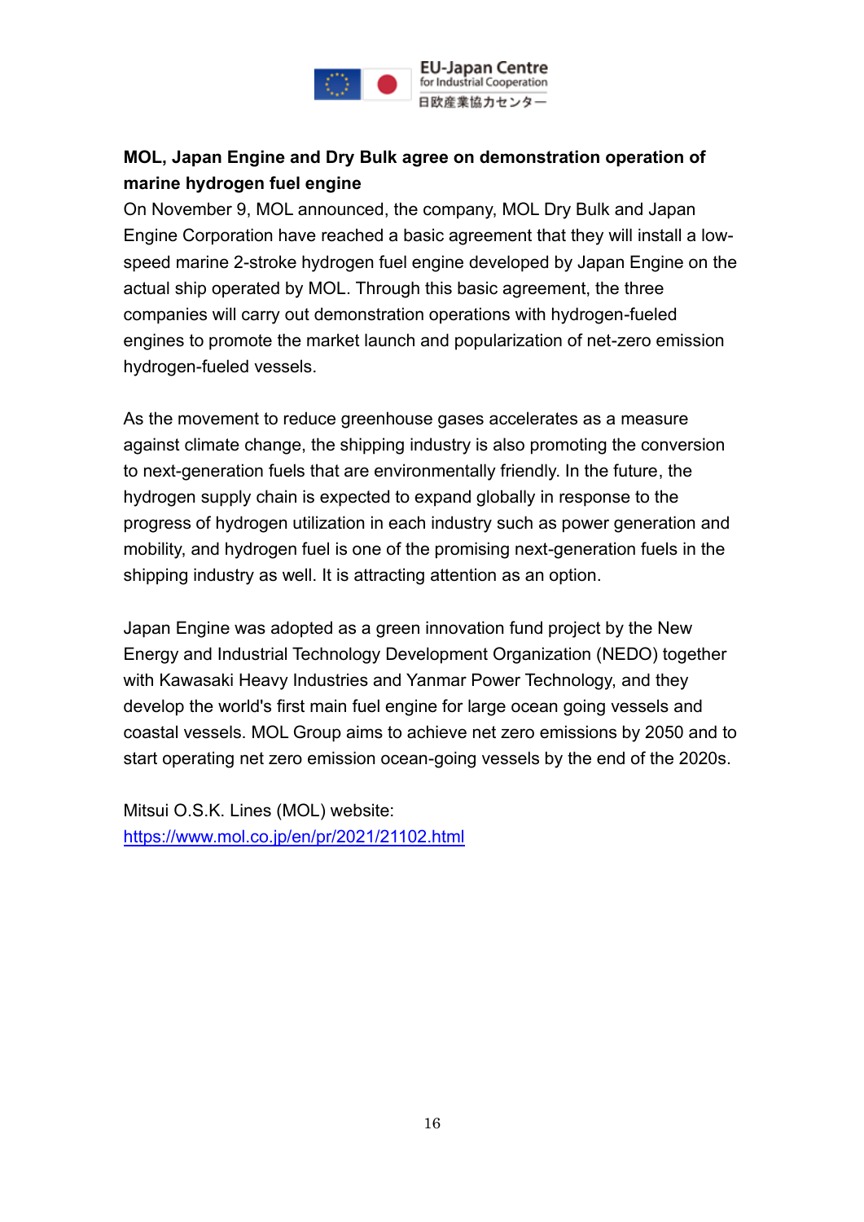**MOL, Japan Engine and Dry Bulk agree on demonstration operation of marine hydrogen fuel engine**

On November 9, MOL announced, the company, MOL Dry Bulk and Japan Engine Corporation have reached a basic agreement that they will install a low-speed marine 2-stroke hydrogen fuel engine developed by Japan Engine on the actual ship operated by MOL. Through this basic agreement, the three companies will carry out demonstration operations with hydrogen-fueled engines to promote the market launch and popularization of net-zero emission hydrogen-fueled vessels.

As the movement to reduce greenhouse gases accelerates as a measure against climate change, the shipping industry is also promoting the conversion to next-generation fuels that are environmentally friendly. In the future, the hydrogen supply chain is expected to expand globally in response to the progress of hydrogen utilization in each industry such as power generation and mobility, and hydrogen fuel is one of the promising next-generation fuels in the shipping industry as well. It is attracting attention as an option.

Japan Engine was adopted as a green innovation fund project by the New Energy and Industrial Technology Development Organization (NEDO) together with Kawasaki Heavy Industries and Yanmar Power Technology, and they develop the world's first main fuel engine for large ocean going vessels and coastal vessels. MOL Group aims to achieve net zero emissions by 2050 and to start operating net zero emission ocean-going vessels by the end of the 2020s.

Mitsui O.S.K. Lines (MOL) website:
https://www.mol.co.jp/en/pr/2021/21102.html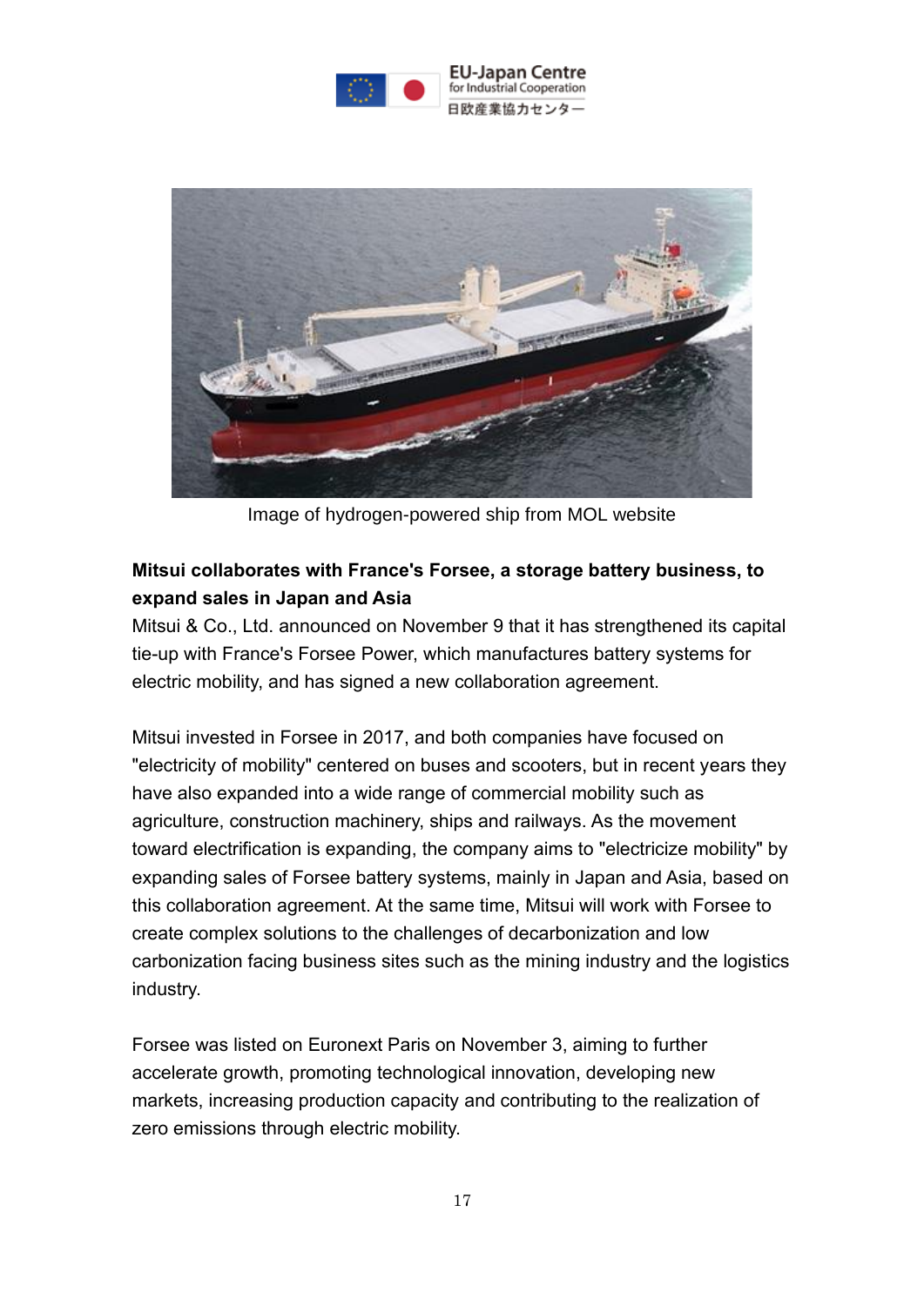Image of hydrogen-powered ship from MOL website

**Mitsui collaborates with France's Forsee, a storage battery business, to expand sales in Japan and Asia**

Mitsui & Co., Ltd. announced on November 9 that it has strengthened its capital tie-up with France's Forsee Power, which manufactures battery systems for electric mobility, and has signed a new collaboration agreement.

Mitsui invested in Forsee in 2017, and both companies have focused on "electricity of mobility" centered on buses and scooters, but in recent years they have also expanded into a wide range of commercial mobility such as agriculture, construction machinery, ships and railways. As the movement toward electrification is expanding, the company aims to "electricize mobility" by expanding sales of Forsee battery systems, mainly in Japan and Asia, based on this collaboration agreement. At the same time, Mitsui will work with Forsee to create complex solutions to the challenges of decarbonization and low carbonization facing business sites such as the mining industry and the logistics industry.

Forsee was listed on Euronext Paris on November 3, aiming to further accelerate growth, promoting technological innovation, developing new markets, increasing production capacity and contributing to the realization of zero emissions through electric mobility.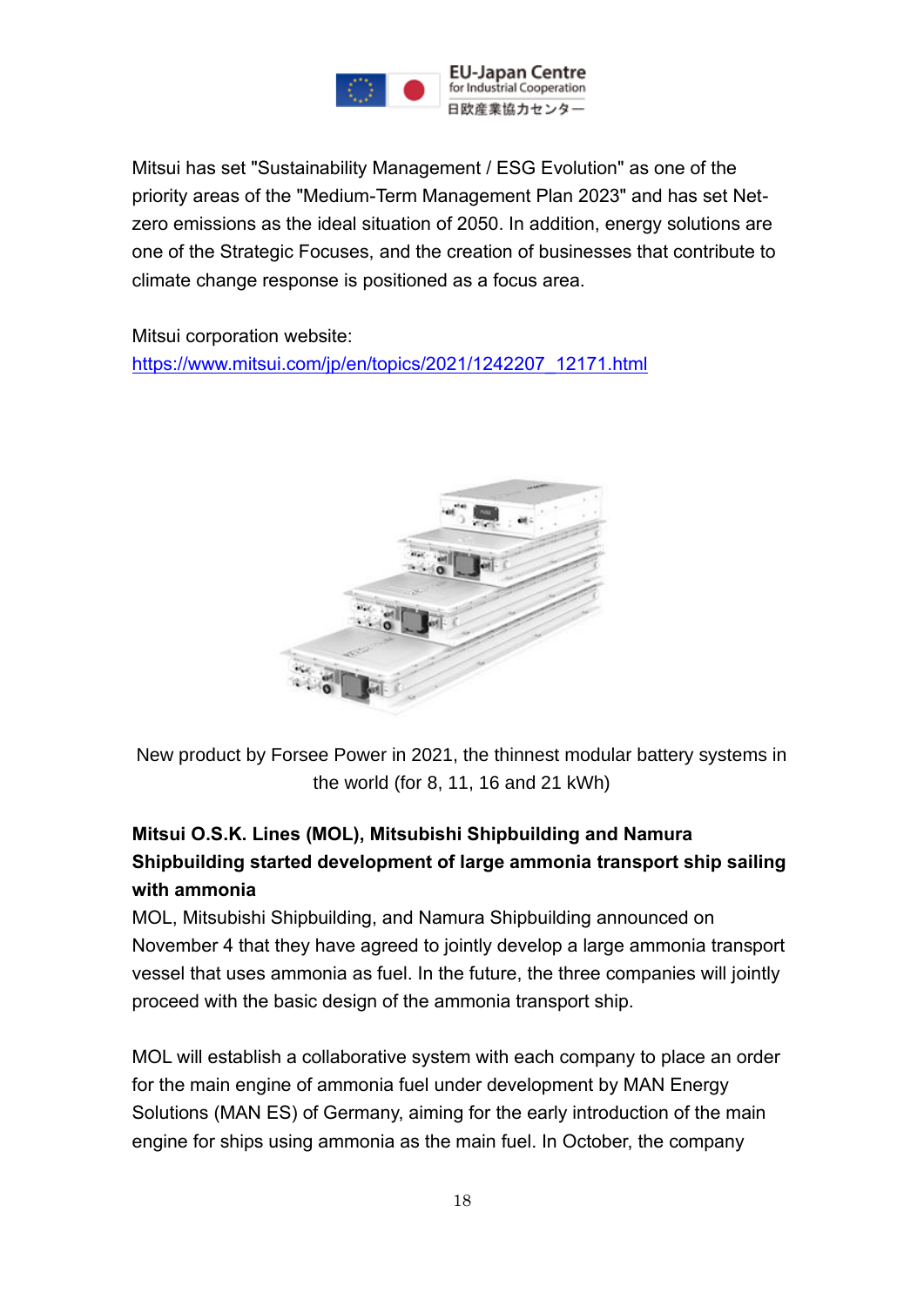Mitsui has set "Sustainability Management / ESG Evolution" as one of the priority areas of the "Medium-Term Management Plan 2023" and has set Net-zero emissions as the ideal situation of 2050. In addition, energy solutions are one of the Strategic Focuses, and the creation of businesses that contribute to climate change response is positioned as a focus area.

Mitsui corporation website:
https://www.mitsui.com/jp/en/topics/2021/1242207_12171.html

New product by Forsee Power in 2021, the thinnest modular battery systems in the world (for 8, 11, 16 and 21 kWh)

**Mitsui O.S.K. Lines (MOL), Mitsubishi Shipbuilding and Namura Shipbuilding started development of large ammonia transport ship sailing with ammonia**

MOL, Mitsubishi Shipbuilding, and Namura Shipbuilding announced on November 4 that they have agreed to jointly develop a large ammonia transport vessel that uses ammonia as fuel. In the future, the three companies will jointly proceed with the basic design of the ammonia transport ship.

MOL will establish a collaborative system with each company to place an order for the main engine of ammonia fuel under development by MAN Energy Solutions (MAN ES) of Germany, aiming for the early introduction of the main engine for ships using ammonia as the main fuel. In October, the company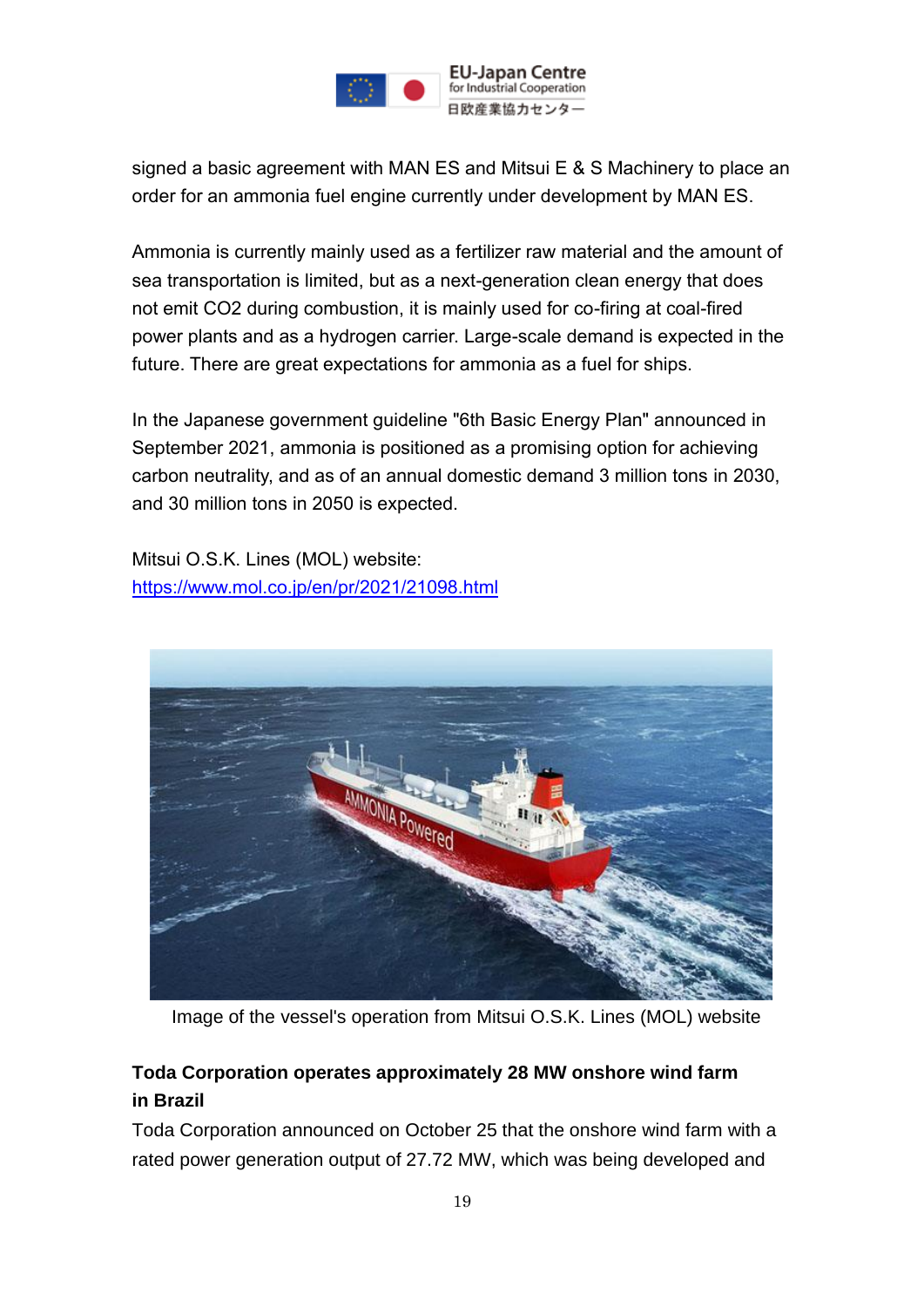signed a basic agreement with MAN ES and Mitsui E & S Machinery to place an order for an ammonia fuel engine currently under development by MAN ES.

Ammonia is currently mainly used as a fertilizer raw material and the amount of sea transportation is limited, but as a next-generation clean energy that does not emit $CO_2$ during combustion, it is mainly used for co-firing at coal-fired power plants and as a hydrogen carrier. Large-scale demand is expected in the future. There are great expectations for ammonia as a fuel for ships.

In the Japanese government guideline "6th Basic Energy Plan" announced in September 2021, ammonia is positioned as a promising option for achieving carbon neutrality, and as of an annual domestic demand 3 million tons in 2030, and 30 million tons in 2050 is expected.

Mitsui O.S.K. Lines (MOL) website:
https://www.mol.co.jp/en/pr/2021/21098.html

Image of the vessel's operation from Mitsui O.S.K. Lines (MOL) website

**Toda Corporation operates approximately 28 MW onshore wind farm in Brazil**

Toda Corporation announced on October 25 that the onshore wind farm with a rated power generation output of 27.72 MW, which was being developed and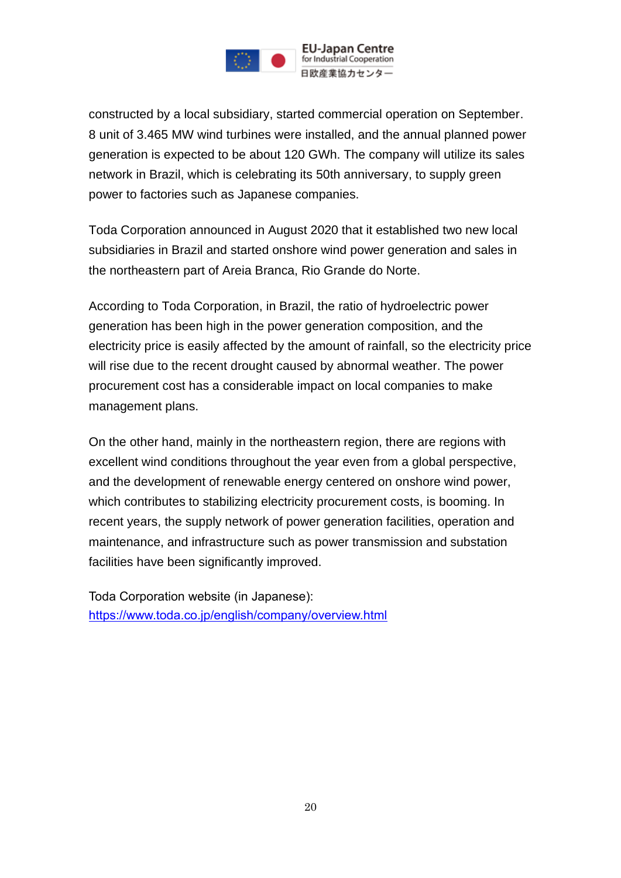constructed by a local subsidiary, started commercial operation on September. 8 unit of 3.465 MW wind turbines were installed, and the annual planned power generation is expected to be about 120 GWh. The company will utilize its sales network in Brazil, which is celebrating its 50th anniversary, to supply green power to factories such as Japanese companies.

Toda Corporation announced in August 2020 that it established two new local subsidiaries in Brazil and started onshore wind power generation and sales in the northeastern part of Areia Branca, Rio Grande do Norte.

According to Toda Corporation, in Brazil, the ratio of hydroelectric power generation has been high in the power generation composition, and the electricity price is easily affected by the amount of rainfall, so the electricity price will rise due to the recent drought caused by abnormal weather. The power procurement cost has a considerable impact on local companies to make management plans.

On the other hand, mainly in the northeastern region, there are regions with excellent wind conditions throughout the year even from a global perspective, and the development of renewable energy centered on onshore wind power, which contributes to stabilizing electricity procurement costs, is booming. In recent years, the supply network of power generation facilities, operation and maintenance, and infrastructure such as power transmission and substation facilities have been significantly improved.

Toda Corporation website (in Japanese):
https://www.toda.co.jp/english/company/overview.html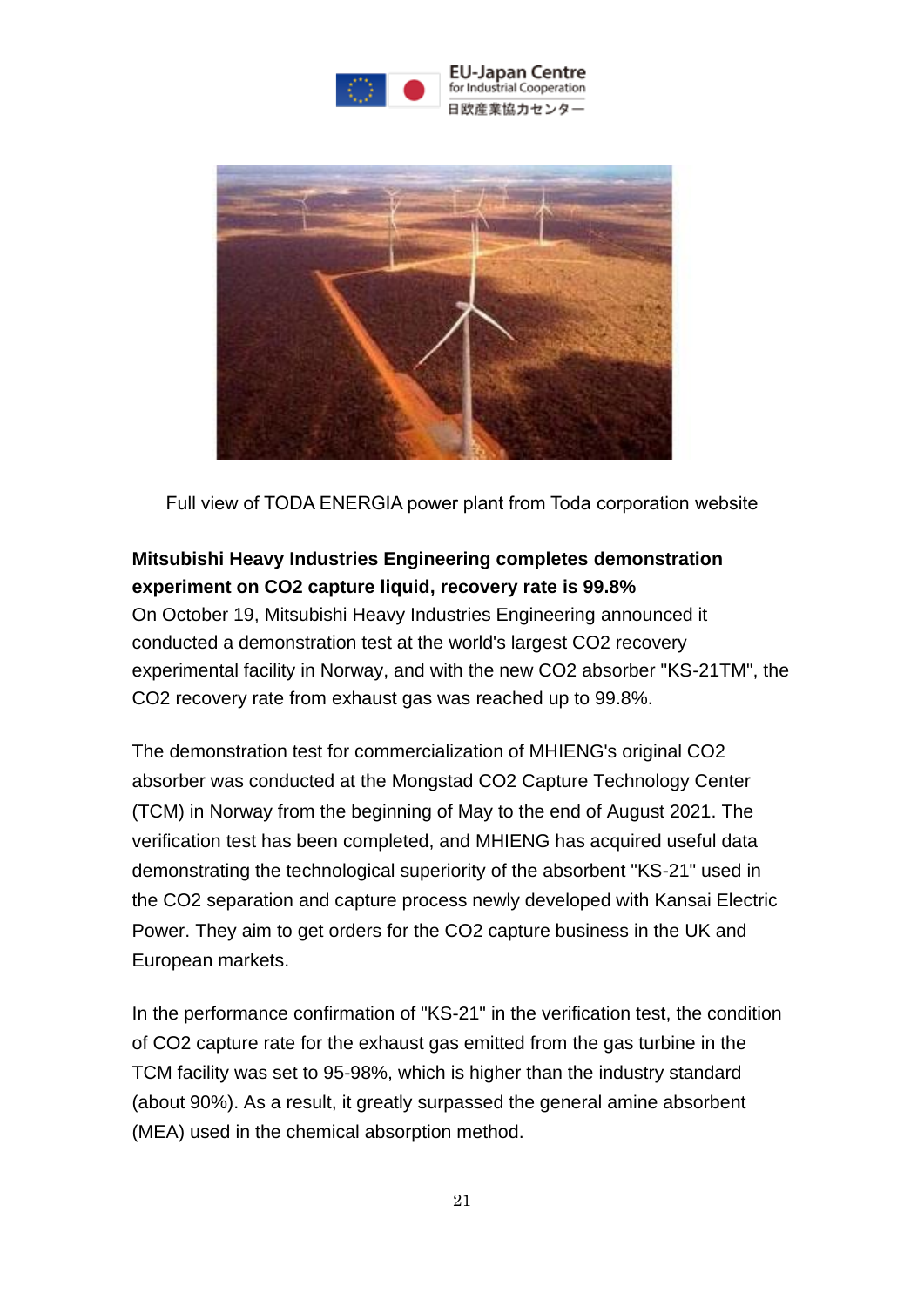Full view of TODA ENERGIA power plant from Toda corporation website

**Mitsubishi Heavy Industries Engineering completes demonstration experiment on $CO_2$ capture liquid, recovery rate is 99.8%**

On October 19, Mitsubishi Heavy Industries Engineering announced it conducted a demonstration test at the world's largest $CO_2$ recovery experimental facility in Norway, and with the new $CO_2$ absorber "KS-21TM", the $CO_2$ recovery rate from exhaust gas was reached up to 99.8%.

The demonstration test for commercialization of MHIENG's original $CO_2$ absorber was conducted at the Mongstad $CO_2$ Capture Technology Center (TCM) in Norway from the beginning of May to the end of August 2021. The verification test has been completed, and MHIENG has acquired useful data demonstrating the technological superiority of the absorbent "KS-21" used in the $CO_2$ separation and capture process newly developed with Kansai Electric Power. They aim to get orders for the $CO_2$ capture business in the UK and European markets.

In the performance confirmation of "KS-21" in the verification test, the condition of $CO_2$ capture rate for the exhaust gas emitted from the gas turbine in the TCM facility was set to 95-98%, which is higher than the industry standard (about 90%). As a result, it greatly surpassed the general amine absorbent (MEA) used in the chemical absorption method.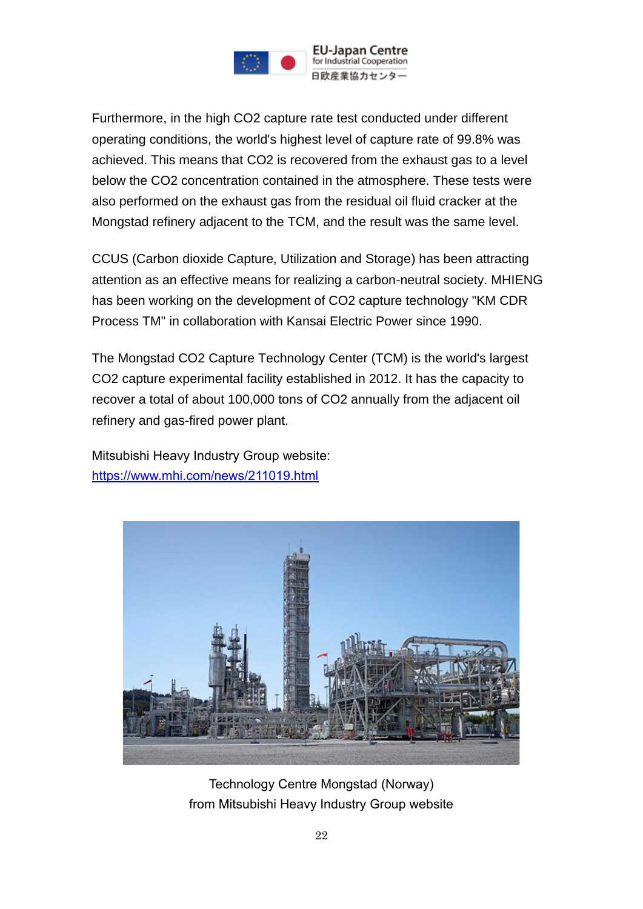Furthermore, in the high $CO_2$ capture rate test conducted under different operating conditions, the world's highest level of capture rate of 99.8% was achieved. This means that $CO_2$ is recovered from the exhaust gas to a level below the $CO_2$ concentration contained in the atmosphere. These tests were also performed on the exhaust gas from the residual oil fluid cracker at the Mongstad refinery adjacent to the TCM, and the result was the same level.

CCUS (Carbon dioxide Capture, Utilization and Storage) has been attracting attention as an effective means for realizing a carbon-neutral society. MHIENG has been working on the development of $CO_2$ capture technology "KM CDR Process TM" in collaboration with Kansai Electric Power since 1990.

The Mongstad $CO_2$ Capture Technology Center (TCM) is the world's largest $CO_2$ capture experimental facility established in 2012. It has the capacity to recover a total of about 100,000 tons of $CO_2$ annually from the adjacent oil refinery and gas-fired power plant.

Mitsubishi Heavy Industry Group website:
https://www.mhi.com/news/211019.html

Technology Centre Mongstad (Norway)
from Mitsubishi Heavy Industry Group website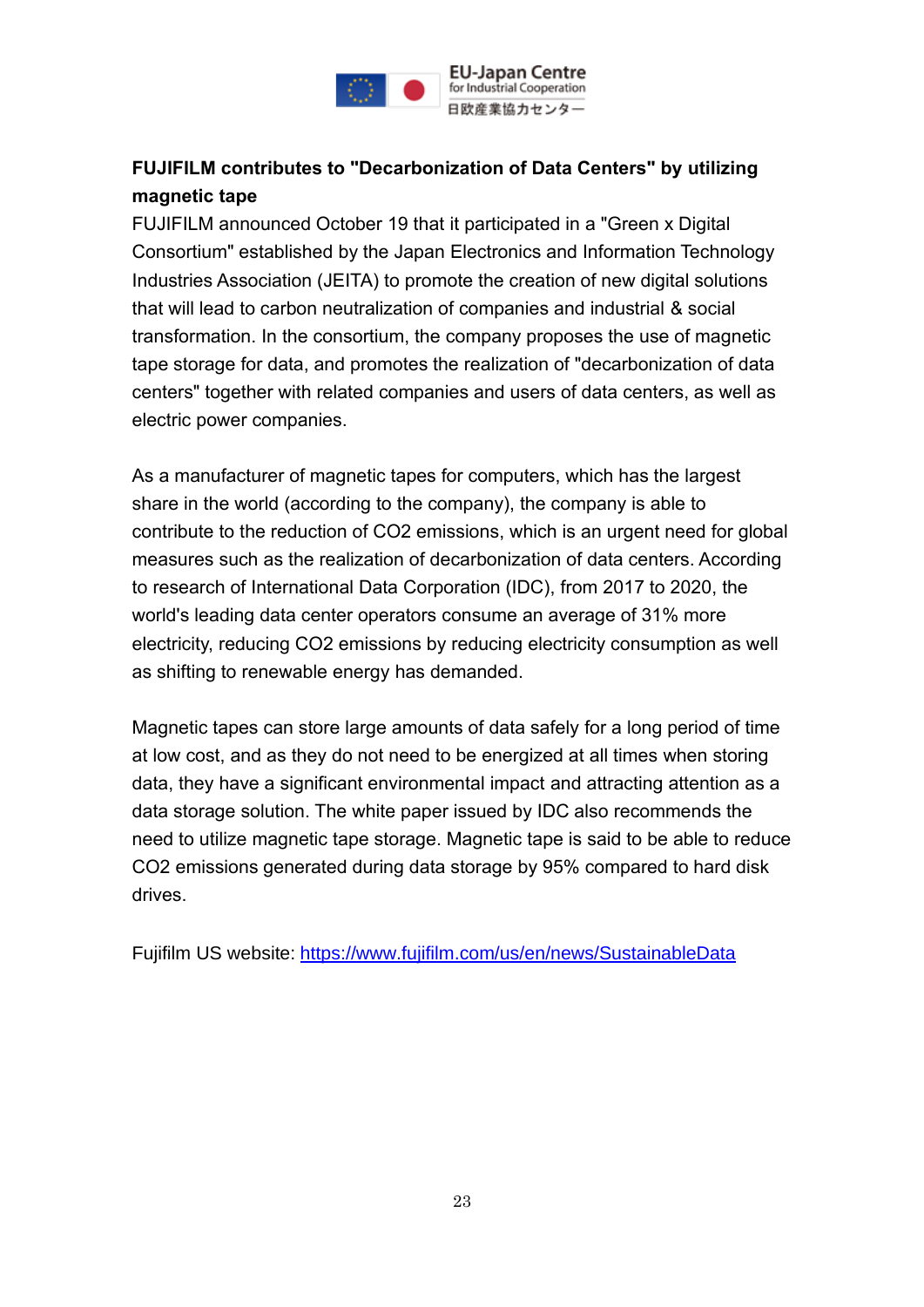**FUJIFILM contributes to "Decarbonization of Data Centers" by utilizing magnetic tape**

FUJIFILM announced October 19 that it participated in a "Green x Digital Consortium" established by the Japan Electronics and Information Technology Industries Association (JEITA) to promote the creation of new digital solutions that will lead to carbon neutralization of companies and industrial & social transformation. In the consortium, the company proposes the use of magnetic tape storage for data, and promotes the realization of "decarbonization of data centers" together with related companies and users of data centers, as well as electric power companies.

As a manufacturer of magnetic tapes for computers, which has the largest share in the world (according to the company), the company is able to contribute to the reduction of $CO_2$ emissions, which is an urgent need for global measures such as the realization of decarbonization of data centers. According to research of International Data Corporation (IDC), from 2017 to 2020, the world's leading data center operators consume an average of 31% more electricity, reducing $CO_2$ emissions by reducing electricity consumption as well as shifting to renewable energy has demanded.

Magnetic tapes can store large amounts of data safely for a long period of time at low cost, and as they do not need to be energized at all times when storing data, they have a significant environmental impact and attracting attention as a data storage solution. The white paper issued by IDC also recommends the need to utilize magnetic tape storage. Magnetic tape is said to be able to reduce $CO_2$ emissions generated during data storage by 95% compared to hard disk drives.

Fujifilm US website: [https://www.fujifilm.com/us/en/news/SustainableData](https://www.fujifilm.com/us/en/news/SustainableData)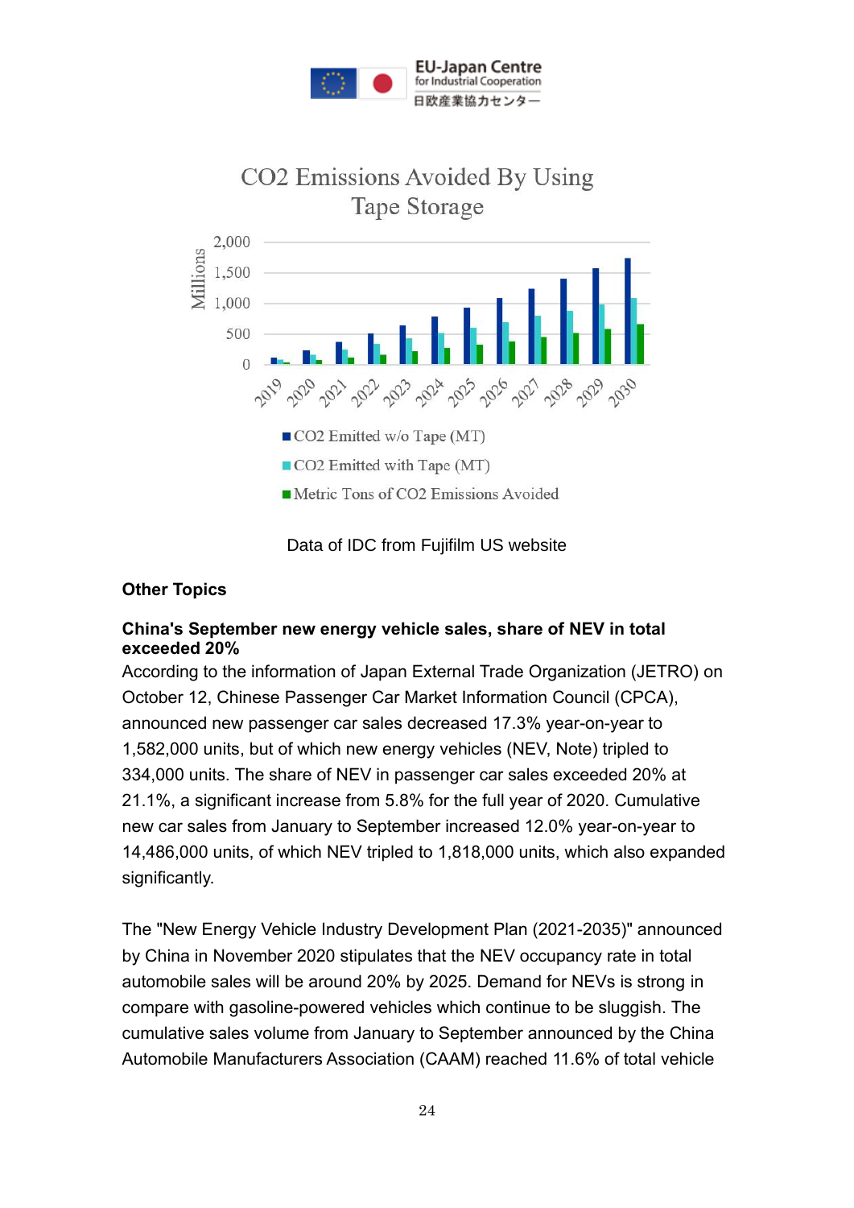CO2 Emissions Avoided By Using Tape Storage

Data of IDC from Fujifilm US website

**Other Topics**

**China's September new energy vehicle sales, share of NEV in total exceeded 20%**

According to the information of Japan External Trade Organization (JETRO) on October 12, Chinese Passenger Car Market Information Council (CPCA), announced new passenger car sales decreased 17.3% year-on-year to 1,582,000 units, but of which new energy vehicles (NEV, Note) tripled to 334,000 units. The share of NEV in passenger car sales exceeded 20% at 21.1%, a significant increase from 5.8% for the full year of 2020. Cumulative new car sales from January to September increased 12.0% year-on-year to 14,486,000 units, of which NEV tripled to 1,818,000 units, which also expanded significantly.

The "New Energy Vehicle Industry Development Plan (2021-2035)" announced by China in November 2020 stipulates that the NEV occupancy rate in total automobile sales will be around 20% by 2025. Demand for NEVs is strong in compare with gasoline-powered vehicles which continue to be sluggish. The cumulative sales volume from January to September announced by the China Automobile Manufacturers Association (CAAM) reached 11.6% of total vehicle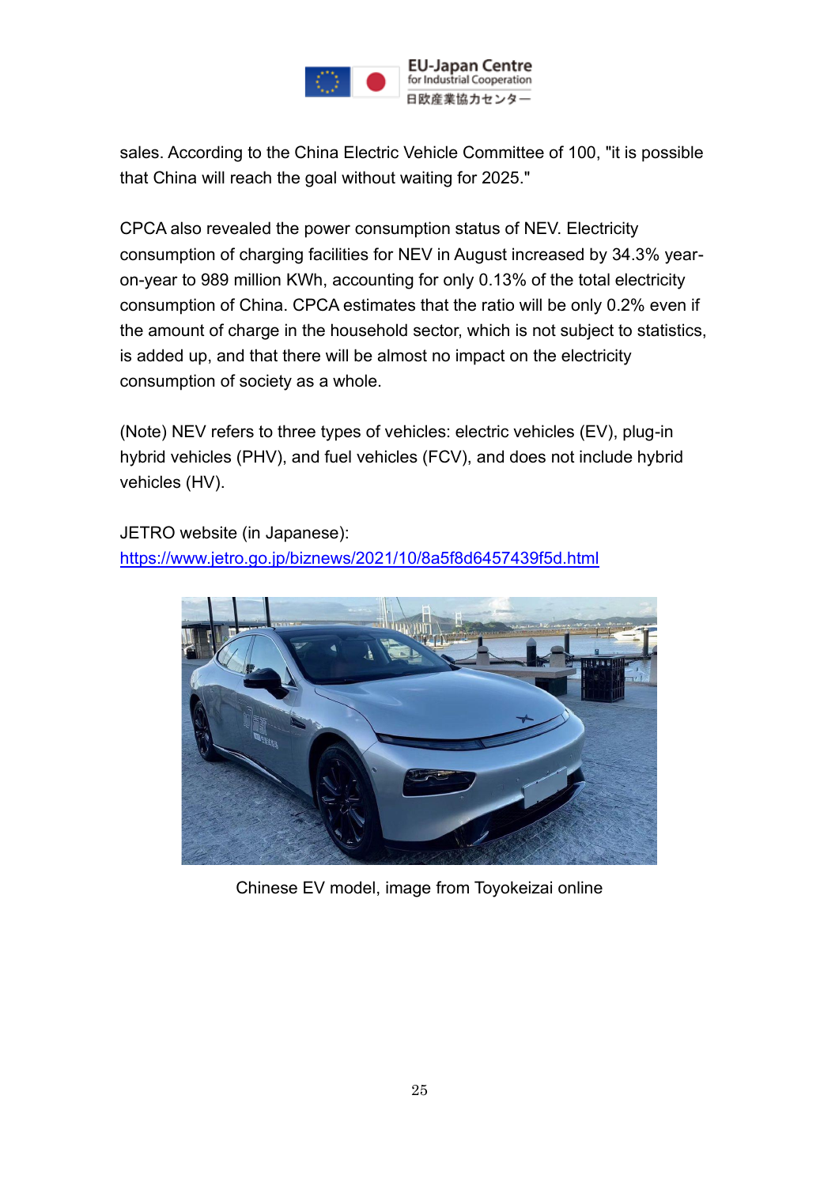sales. According to the China Electric Vehicle Committee of 100, "it is possible that China will reach the goal without waiting for 2025."

CPCA also revealed the power consumption status of NEV. Electricity consumption of charging facilities for NEV in August increased by 34.3% year-on-year to 989 million KWh, accounting for only 0.13% of the total electricity consumption of China. CPCA estimates that the ratio will be only 0.2% even if the amount of charge in the household sector, which is not subject to statistics, is added up, and that there will be almost no impact on the electricity consumption of society as a whole.

(Note) NEV refers to three types of vehicles: electric vehicles (EV), plug-in hybrid vehicles (PHV), and fuel vehicles (FCV), and does not include hybrid vehicles (HV).

JETRO website (in Japanese):
https://www.jetro.go.jp/biznews/2021/10/8a5f8d6457439f5d.html

Chinese EV model, image from Toyokeizai online